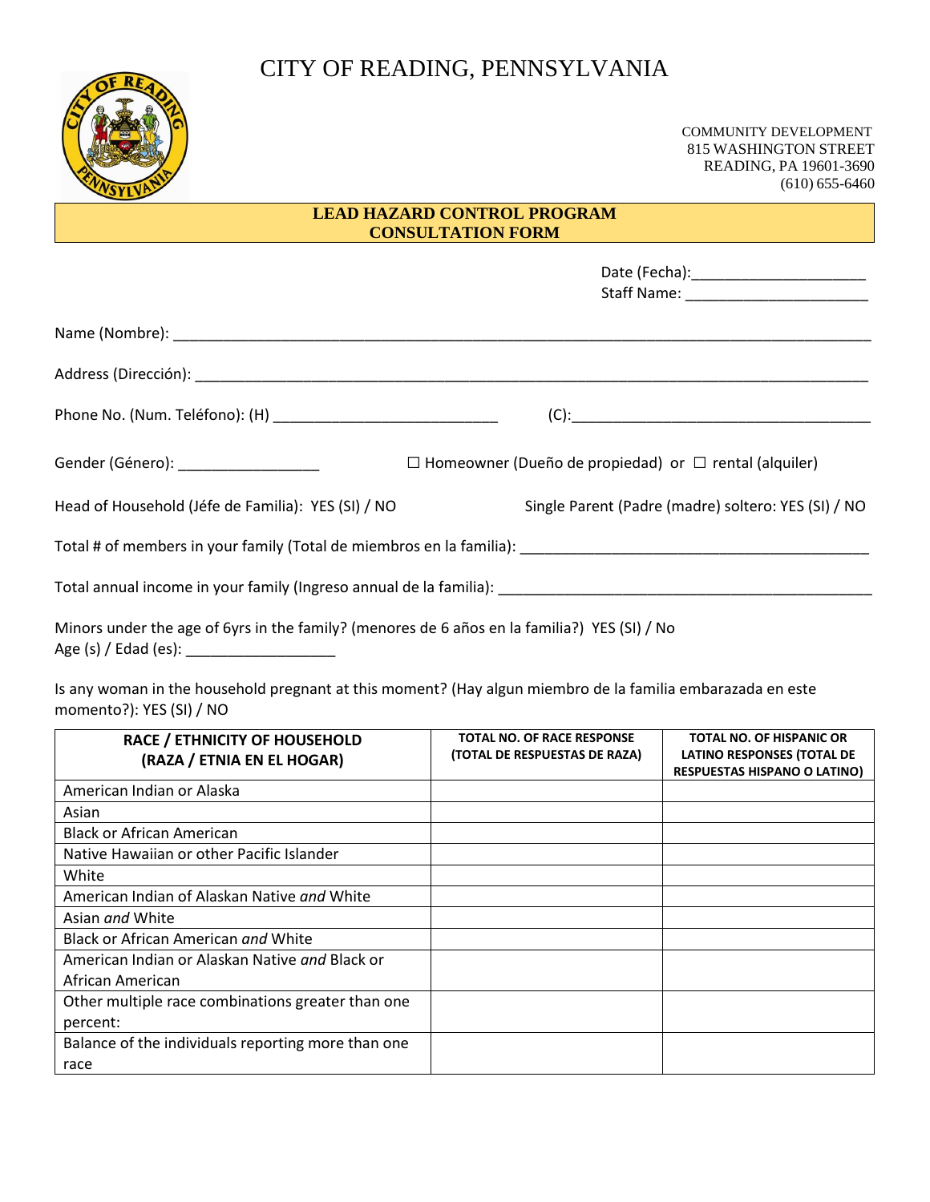# CITY OF READING, PENNSYLVANIA

COMMUNITY DEVELOPMENT
815 WASHINGTON STREET
READING, PA 19601-3690
(610) 655-6460

## LEAD HAZARD CONTROL PROGRAM
## CONSULTATION FORM

Date (Fecha):_____________________
Staff Name: _____________________

Name (Nombre): ___________________________________________________________________________________

Address (Dirección): _______________________________________________________________________________

Phone No. (Num. Teléfono): (H) ___________________________ (C):___________________________________

Gender (Género): _________________ ☐ Homeowner (Dueño de propiedad) or ☐ rental (alquiler)

Head of Household (Jéfe de Familia): YES (SI) / NO Single Parent (Padre (madre) soltero: YES (SI) / NO

Total # of members in your family (Total de miembros en la familia): ________________________________________

Total annual income in your family (Ingreso annual de la familia): ____________________________________________

Minors under the age of 6yrs in the family? (menores de 6 años en la familia?) YES (SI) / No
Age (s) / Edad (es): __________________

Is any woman in the household pregnant at this moment? (Hay algun miembro de la familia embarazada en este momento?): YES (SI) / NO

| RACE / ETHNICITY OF HOUSEHOLD (RAZA / ETNIA EN EL HOGAR) | TOTAL NO. OF RACE RESPONSE (TOTAL DE RESPUESTAS DE RAZA) | TOTAL NO. OF HISPANIC OR LATINO RESPONSES (TOTAL DE RESPUESTAS HISPANO O LATINO) |
|---|---|---|
| American Indian or Alaska | | |
| Asian | | |
| Black or African American | | |
| Native Hawaiian or other Pacific Islander | | |
| White | | |
| American Indian of Alaskan Native *and* White | | |
| Asian *and* White | | |
| Black or African American *and* White | | |
| American Indian or Alaskan Native *and* Black or African American | | |
| Other multiple race combinations greater than one percent: | | |
| Balance of the individuals reporting more than one race | | |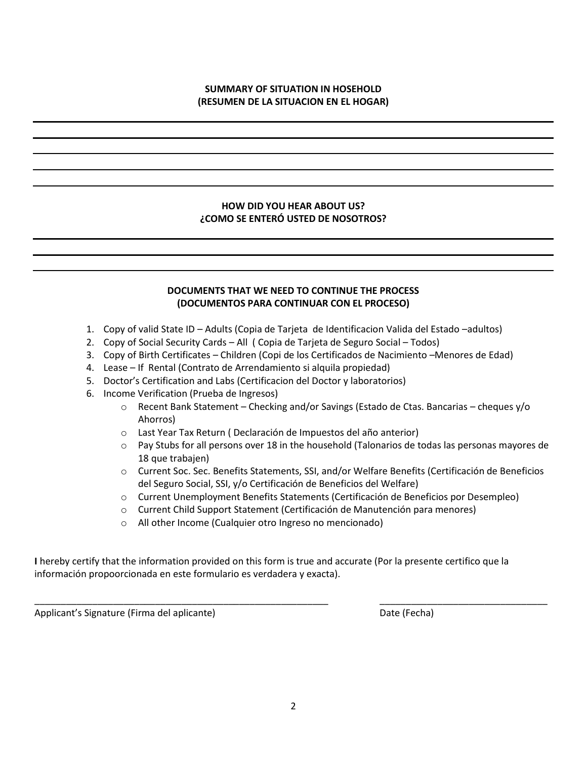**SUMMARY OF SITUATION IN HOSEHOLD**
**(RESUMEN DE LA SITUACION EN EL HOGAR)**

**HOW DID YOU HEAR ABOUT US?**
**¿COMO SE ENTERÓ USTED DE NOSOTROS?**

**DOCUMENTS THAT WE NEED TO CONTINUE THE PROCESS**
**(DOCUMENTOS PARA CONTINUAR CON EL PROCESO)**

1. Copy of valid State ID – Adults (Copia de Tarjeta de Identificacion Valida del Estado –adultos)
2. Copy of Social Security Cards – All ( Copia de Tarjeta de Seguro Social – Todos)
3. Copy of Birth Certificates – Children (Copi de los Certificados de Nacimiento –Menores de Edad)
4. Lease – If Rental (Contrato de Arrendamiento si alquila propiedad)
5. Doctor's Certification and Labs (Certificacion del Doctor y laboratorios)
6. Income Verification (Prueba de Ingresos)
   - Recent Bank Statement – Checking and/or Savings (Estado de Ctas. Bancarias – cheques y/o Ahorros)
   - Last Year Tax Return ( Declaración de Impuestos del año anterior)
   - Pay Stubs for all persons over 18 in the household (Talonarios de todas las personas mayores de 18 que trabajen)
   - Current Soc. Sec. Benefits Statements, SSI, and/or Welfare Benefits (Certificación de Beneficios del Seguro Social, SSI, y/o Certificación de Beneficios del Welfare)
   - Current Unemployment Benefits Statements (Certificación de Beneficios por Desempleo)
   - Current Child Support Statement (Certificación de Manutención para menores)
   - All other Income (Cualquier otro Ingreso no mencionado)

**I** hereby certify that the information provided on this form is true and accurate (Por la presente certifico que la información propoorcionada en este formulario es verdadera y exacta).

Applicant's Signature (Firma del aplicante)

Date (Fecha)